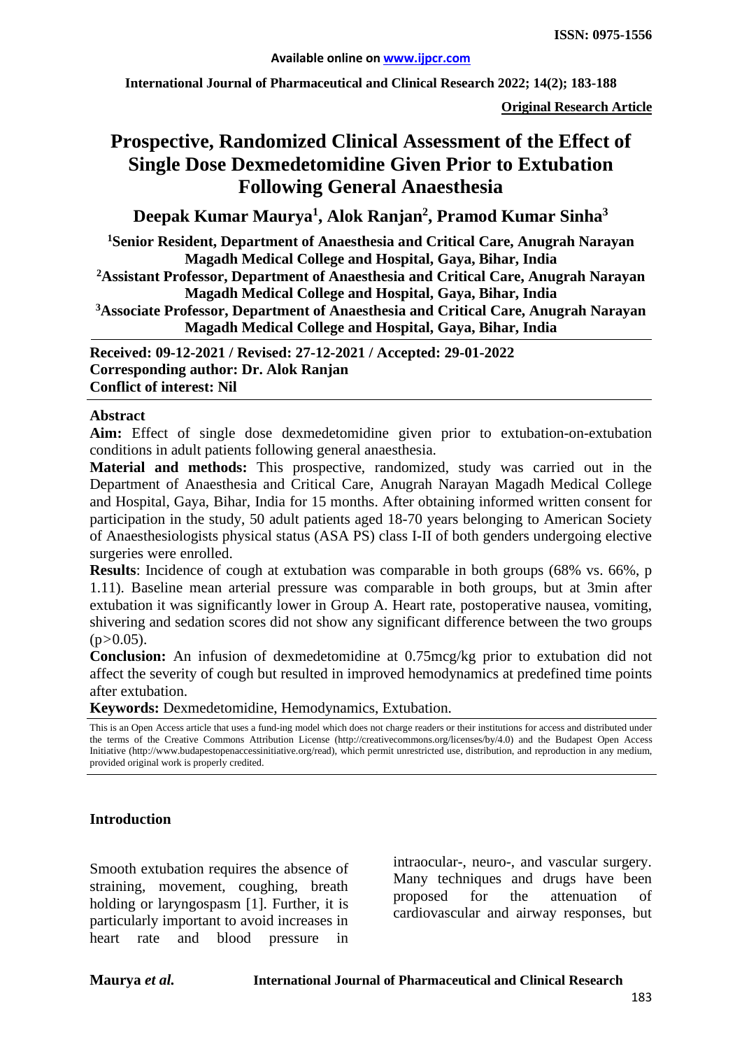**Available online on www.ijpcr.com**

**International Journal of Pharmaceutical and Clinical Research 2022; 14(2); 183-188**

**ISSN: 0975-1556**

**Original Research Article**

# Prospective, Randomized Clinical Assessment of the Effect of Single Dose Dexmedetomidine Given Prior to Extubation Following General Anaesthesia

**Deepak Kumar Maurya[1], Alok Ranjan[2], Pramod Kumar Sinha[3]**

[1]Senior Resident, Department of Anaesthesia and Critical Care, Anugrah Narayan Magadh Medical College and Hospital, Gaya, Bihar, India

[2]Assistant Professor, Department of Anaesthesia and Critical Care, Anugrah Narayan Magadh Medical College and Hospital, Gaya, Bihar, India

[3]Associate Professor, Department of Anaesthesia and Critical Care, Anugrah Narayan Magadh Medical College and Hospital, Gaya, Bihar, India

**Received: 09-12-2021 / Revised: 27-12-2021 / Accepted: 29-01-2022**
**Corresponding author: Dr. Alok Ranjan**
**Conflict of interest: Nil**

## Abstract

**Aim:** Effect of single dose dexmedetomidine given prior to extubation-on-extubation conditions in adult patients following general anaesthesia.

**Material and methods:** This prospective, randomized, study was carried out in the Department of Anaesthesia and Critical Care, Anugrah Narayan Magadh Medical College and Hospital, Gaya, Bihar, India for 15 months. After obtaining informed written consent for participation in the study, 50 adult patients aged 18-70 years belonging to American Society of Anaesthesiologists physical status (ASA PS) class I-II of both genders undergoing elective surgeries were enrolled.

**Results**: Incidence of cough at extubation was comparable in both groups (68% vs. 66%, p 1.11). Baseline mean arterial pressure was comparable in both groups, but at 3min after extubation it was significantly lower in Group A. Heart rate, postoperative nausea, vomiting, shivering and sedation scores did not show any significant difference between the two groups ($p>0.05$).

**Conclusion:** An infusion of dexmedetomidine at 0.75mcg/kg prior to extubation did not affect the severity of cough but resulted in improved hemodynamics at predefined time points after extubation.

**Keywords:** Dexmedetomidine, Hemodynamics, Extubation.

This is an Open Access article that uses a fund-ing model which does not charge readers or their institutions for access and distributed under the terms of the Creative Commons Attribution License (http://creativecommons.org/licenses/by/4.0) and the Budapest Open Access Initiative (http://www.budapestopenaccessinitiative.org/read), which permit unrestricted use, distribution, and reproduction in any medium, provided original work is properly credited.

## Introduction

Smooth extubation requires the absence of straining, movement, coughing, breath holding or laryngospasm [1]. Further, it is particularly important to avoid increases in heart rate and blood pressure in intraocular-, neuro-, and vascular surgery. Many techniques and drugs have been proposed for the attenuation of cardiovascular and airway responses, but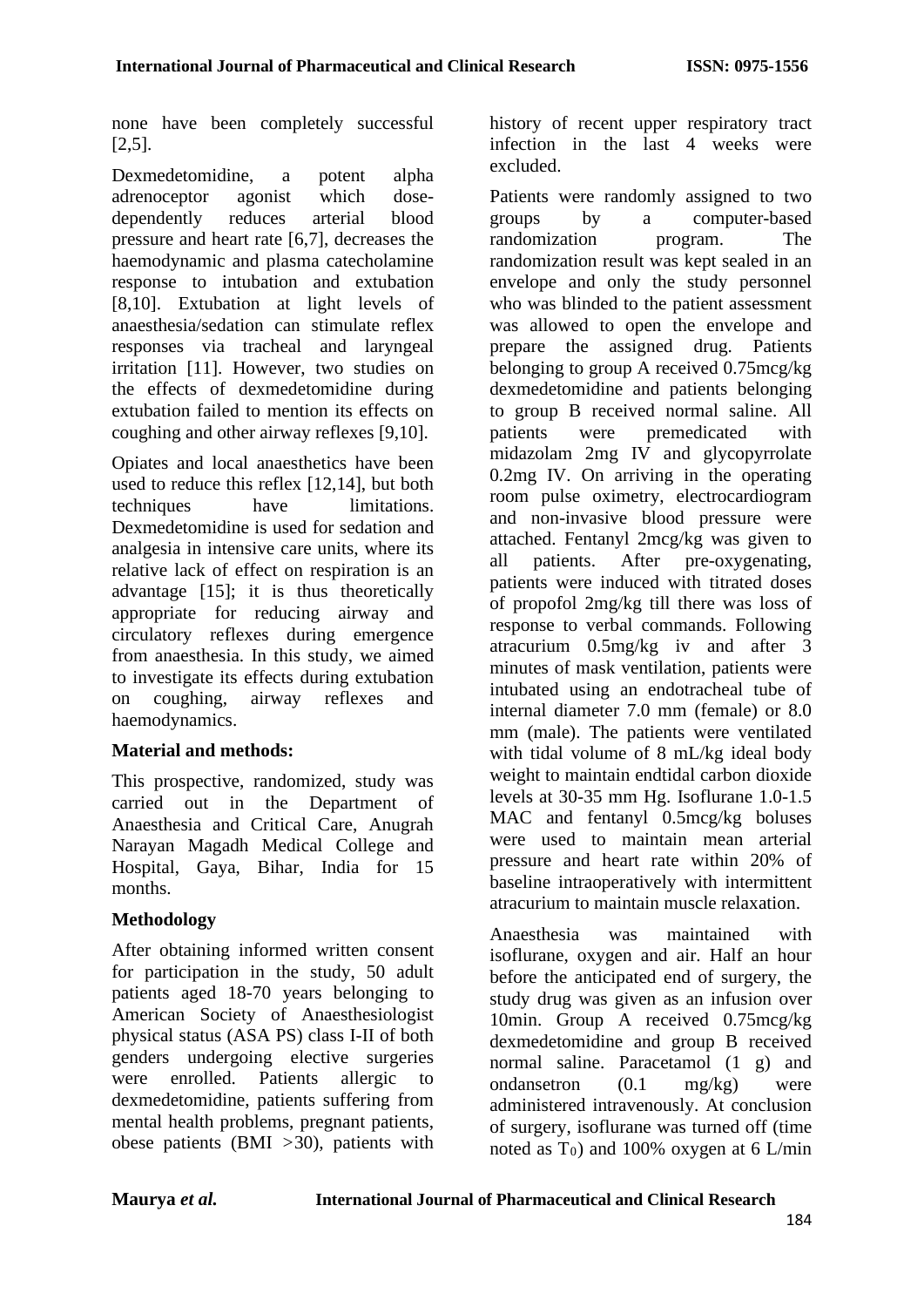none have been completely successful [2,5].

Dexmedetomidine, a potent alpha adrenoceptor agonist which dose-dependently reduces arterial blood pressure and heart rate [6,7], decreases the haemodynamic and plasma catecholamine response to intubation and extubation [8,10]. Extubation at light levels of anaesthesia/sedation can stimulate reflex responses via tracheal and laryngeal irritation [11]. However, two studies on the effects of dexmedetomidine during extubation failed to mention its effects on coughing and other airway reflexes [9,10].

Opiates and local anaesthetics have been used to reduce this reflex [12,14], but both techniques have limitations. Dexmedetomidine is used for sedation and analgesia in intensive care units, where its relative lack of effect on respiration is an advantage [15]; it is thus theoretically appropriate for reducing airway and circulatory reflexes during emergence from anaesthesia. In this study, we aimed to investigate its effects during extubation on coughing, airway reflexes and haemodynamics.

**Material and methods:**

This prospective, randomized, study was carried out in the Department of Anaesthesia and Critical Care, Anugrah Narayan Magadh Medical College and Hospital, Gaya, Bihar, India for 15 months.

**Methodology**

After obtaining informed written consent for participation in the study, 50 adult patients aged 18-70 years belonging to American Society of Anaesthesiologist physical status (ASA PS) class I-II of both genders undergoing elective surgeries were enrolled. Patients allergic to dexmedetomidine, patients suffering from mental health problems, pregnant patients, obese patients (BMI >30), patients with history of recent upper respiratory tract infection in the last 4 weeks were excluded.

Patients were randomly assigned to two groups by a computer-based randomization program. The randomization result was kept sealed in an envelope and only the study personnel who was blinded to the patient assessment was allowed to open the envelope and prepare the assigned drug. Patients belonging to group A received 0.75mcg/kg dexmedetomidine and patients belonging to group B received normal saline. All patients were premedicated with midazolam 2mg IV and glycopyrrolate 0.2mg IV. On arriving in the operating room pulse oximetry, electrocardiogram and non-invasive blood pressure were attached. Fentanyl 2mcg/kg was given to all patients. After pre-oxygenating, patients were induced with titrated doses of propofol 2mg/kg till there was loss of response to verbal commands. Following atracurium 0.5mg/kg iv and after 3 minutes of mask ventilation, patients were intubated using an endotracheal tube of internal diameter 7.0 mm (female) or 8.0 mm (male). The patients were ventilated with tidal volume of 8 mL/kg ideal body weight to maintain endtidal carbon dioxide levels at 30-35 mm Hg. Isoflurane 1.0-1.5 MAC and fentanyl 0.5mcg/kg boluses were used to maintain mean arterial pressure and heart rate within 20% of baseline intraoperatively with intermittent atracurium to maintain muscle relaxation.

Anaesthesia was maintained with isoflurane, oxygen and air. Half an hour before the anticipated end of surgery, the study drug was given as an infusion over 10min. Group A received 0.75mcg/kg dexmedetomidine and group B received normal saline. Paracetamol (1 g) and ondansetron (0.1 mg/kg) were administered intravenously. At conclusion of surgery, isoflurane was turned off (time noted as $T_0$) and 100% oxygen at 6 L/min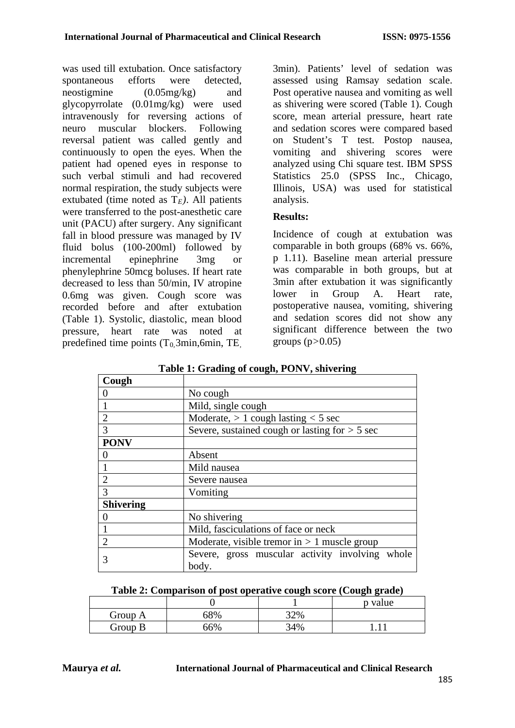was used till extubation. Once satisfactory spontaneous efforts were detected, neostigmine (0.05mg/kg) and glycopyrrolate (0.01mg/kg) were used intravenously for reversing actions of neuro muscular blockers. Following reversal patient was called gently and continuously to open the eyes. When the patient had opened eyes in response to such verbal stimuli and had recovered normal respiration, the study subjects were extubated (time noted as $T_E$). All patients were transferred to the post-anesthetic care unit (PACU) after surgery. Any significant fall in blood pressure was managed by IV fluid bolus (100-200ml) followed by incremental epinephrine 3mg or phenylephrine 50mcg boluses. If heart rate decreased to less than 50/min, IV atropine 0.6mg was given. Cough score was recorded before and after extubation (Table 1). Systolic, diastolic, mean blood pressure, heart rate was noted at predefined time points ($T_0$, 3min, 6min, TE, 3min). Patients' level of sedation was assessed using Ramsay sedation scale. Post operative nausea and vomiting as well as shivering were scored (Table 1). Cough score, mean arterial pressure, heart rate and sedation scores were compared based on Student's T test. Postop nausea, vomiting and shivering scores were analyzed using Chi square test. IBM SPSS Statistics 25.0 (SPSS Inc., Chicago, Illinois, USA) was used for statistical analysis.

**Results:**

Incidence of cough at extubation was comparable in both groups (68% vs. 66%, p 1.11). Baseline mean arterial pressure was comparable in both groups, but at 3min after extubation it was significantly lower in Group A. Heart rate, postoperative nausea, vomiting, shivering and sedation scores did not show any significant difference between the two groups ($p>0.05$)

**Table 1: Grading of cough, PONV, shivering**

| **Cough** | |
|---|---|
| 0 | No cough |
| 1 | Mild, single cough |
| 2 | Moderate, > 1 cough lasting < 5 sec |
| 3 | Severe, sustained cough or lasting for > 5 sec |
| **PONV** | |
| 0 | Absent |
| 1 | Mild nausea |
| 2 | Severe nausea |
| 3 | Vomiting |
| **Shivering** | |
| 0 | No shivering |
| 1 | Mild, fasciculations of face or neck |
| 2 | Moderate, visible tremor in > 1 muscle group |
| 3 | Severe, gross muscular activity involving whole body. |

**Table 2: Comparison of post operative cough score (Cough grade)**

| | 0 | 1 | p value |
|---|---|---|---|
| Group A | 68% | 32% | |
| Group B | 66% | 34% | 1.11 |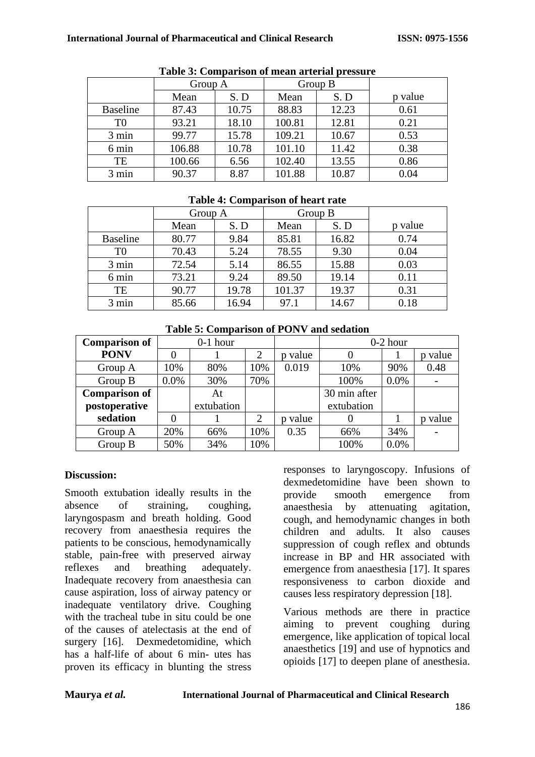**Table 3: Comparison of mean arterial pressure**

| | Group A | | Group B | | |
|---|---|---|---|---|---|
| | Mean | S. D | Mean | S. D | p value |
| Baseline | 87.43 | 10.75 | 88.83 | 12.23 | 0.61 |
| T0 | 93.21 | 18.10 | 100.81 | 12.81 | 0.21 |
| 3 min | 99.77 | 15.78 | 109.21 | 10.67 | 0.53 |
| 6 min | 106.88 | 10.78 | 101.10 | 11.42 | 0.38 |
| TE | 100.66 | 6.56 | 102.40 | 13.55 | 0.86 |
| 3 min | 90.37 | 8.87 | 101.88 | 10.87 | 0.04 |

**Table 4: Comparison of heart rate**

| | Group A | | Group B | | |
|---|---|---|---|---|---|
| | Mean | S. D | Mean | S. D | p value |
| Baseline | 80.77 | 9.84 | 85.81 | 16.82 | 0.74 |
| T0 | 70.43 | 5.24 | 78.55 | 9.30 | 0.04 |
| 3 min | 72.54 | 5.14 | 86.55 | 15.88 | 0.03 |
| 6 min | 73.21 | 9.24 | 89.50 | 19.14 | 0.11 |
| TE | 90.77 | 19.78 | 101.37 | 19.37 | 0.31 |
| 3 min | 85.66 | 16.94 | 97.1 | 14.67 | 0.18 |

**Table 5: Comparison of PONV and sedation**

| **Comparison of PONV** | 0-1 hour | | | | 0-2 hour | | |
|---|---|---|---|---|---|---|---|
| | 0 | 1 | 2 | p value | 0 | 1 | p value |
| Group A | 10% | 80% | 10% | 0.019 | 10% | 90% | 0.48 |
| Group B | 0.0% | 30% | 70% | | 100% | 0.0% | - |
| **Comparison of postoperative sedation** | | At extubation | | | 30 min after extubation | | |
| | 0 | 1 | 2 | p value | 0 | 1 | p value |
| Group A | 20% | 66% | 10% | 0.35 | 66% | 34% | - |
| Group B | 50% | 34% | 10% | | 100% | 0.0% | |

## Discussion:

Smooth extubation ideally results in the absence of straining, coughing, laryngospasm and breath holding. Good recovery from anaesthesia requires the patients to be conscious, hemodynamically stable, pain-free with preserved airway reflexes and breathing adequately. Inadequate recovery from anaesthesia can cause aspiration, loss of airway patency or inadequate ventilatory drive. Coughing with the tracheal tube in situ could be one of the causes of atelectasis at the end of surgery [16]. Dexmedetomidine, which has a half-life of about 6 min- utes has proven its efficacy in blunting the stress responses to laryngoscopy. Infusions of dexmedetomidine have been shown to provide smooth emergence from anaesthesia by attenuating agitation, cough, and hemodynamic changes in both children and adults. It also causes suppression of cough reflex and obtunds increase in BP and HR associated with emergence from anaesthesia [17]. It spares responsiveness to carbon dioxide and causes less respiratory depression [18].

Various methods are there in practice aiming to prevent coughing during emergence, like application of topical local anaesthetics [19] and use of hypnotics and opioids [17] to deepen plane of anesthesia.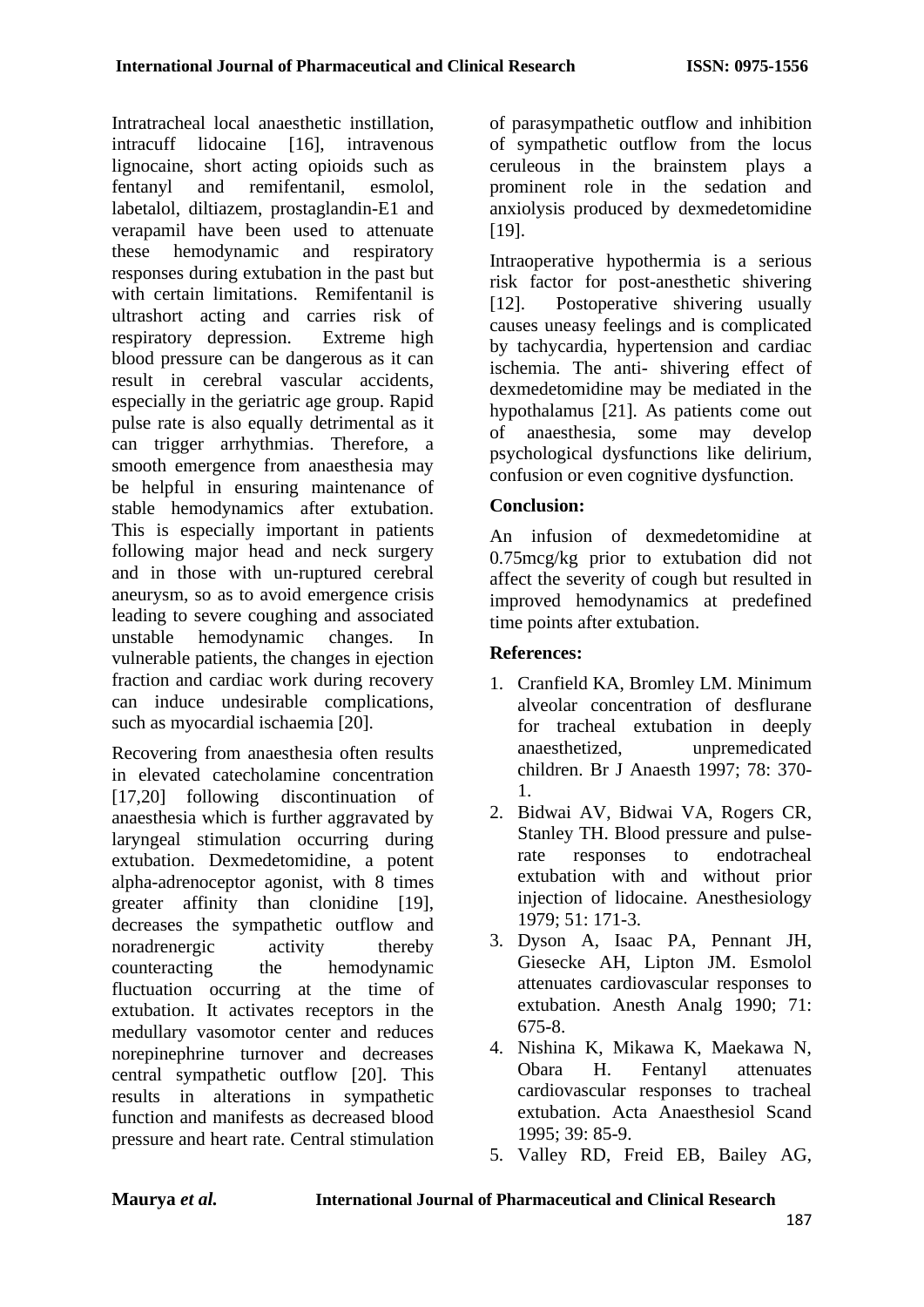Intratracheal local anaesthetic instillation, intracuff lidocaine [16], intravenous lignocaine, short acting opioids such as fentanyl and remifentanil, esmolol, labetalol, diltiazem, prostaglandin-E1 and verapamil have been used to attenuate these hemodynamic and respiratory responses during extubation in the past but with certain limitations. Remifentanil is ultrashort acting and carries risk of respiratory depression. Extreme high blood pressure can be dangerous as it can result in cerebral vascular accidents, especially in the geriatric age group. Rapid pulse rate is also equally detrimental as it can trigger arrhythmias. Therefore, a smooth emergence from anaesthesia may be helpful in ensuring maintenance of stable hemodynamics after extubation. This is especially important in patients following major head and neck surgery and in those with un-ruptured cerebral aneurysm, so as to avoid emergence crisis leading to severe coughing and associated unstable hemodynamic changes. In vulnerable patients, the changes in ejection fraction and cardiac work during recovery can induce undesirable complications, such as myocardial ischaemia [20].

Recovering from anaesthesia often results in elevated catecholamine concentration [17,20] following discontinuation of anaesthesia which is further aggravated by laryngeal stimulation occurring during extubation. Dexmedetomidine, a potent alpha-adrenoceptor agonist, with 8 times greater affinity than clonidine [19], decreases the sympathetic outflow and noradrenergic activity thereby counteracting the hemodynamic fluctuation occurring at the time of extubation. It activates receptors in the medullary vasomotor center and reduces norepinephrine turnover and decreases central sympathetic outflow [20]. This results in alterations in sympathetic function and manifests as decreased blood pressure and heart rate. Central stimulation of parasympathetic outflow and inhibition of sympathetic outflow from the locus ceruleous in the brainstem plays a prominent role in the sedation and anxiolysis produced by dexmedetomidine [19].

Intraoperative hypothermia is a serious risk factor for post-anesthetic shivering [12]. Postoperative shivering usually causes uneasy feelings and is complicated by tachycardia, hypertension and cardiac ischemia. The anti- shivering effect of dexmedetomidine may be mediated in the hypothalamus [21]. As patients come out of anaesthesia, some may develop psychological dysfunctions like delirium, confusion or even cognitive dysfunction.

## Conclusion:

An infusion of dexmedetomidine at 0.75mcg/kg prior to extubation did not affect the severity of cough but resulted in improved hemodynamics at predefined time points after extubation.

## References:

1. Cranfield KA, Bromley LM. Minimum alveolar concentration of desflurane for tracheal extubation in deeply anaesthetized, unpremedicated children. Br J Anaesth 1997; 78: 370-1.
2. Bidwai AV, Bidwai VA, Rogers CR, Stanley TH. Blood pressure and pulse-rate responses to endotracheal extubation with and without prior injection of lidocaine. Anesthesiology 1979; 51: 171-3.
3. Dyson A, Isaac PA, Pennant JH, Giesecke AH, Lipton JM. Esmolol attenuates cardiovascular responses to extubation. Anesth Analg 1990; 71: 675-8.
4. Nishina K, Mikawa K, Maekawa N, Obara H. Fentanyl attenuates cardiovascular responses to tracheal extubation. Acta Anaesthesiol Scand 1995; 39: 85-9.
5. Valley RD, Freid EB, Bailey AG,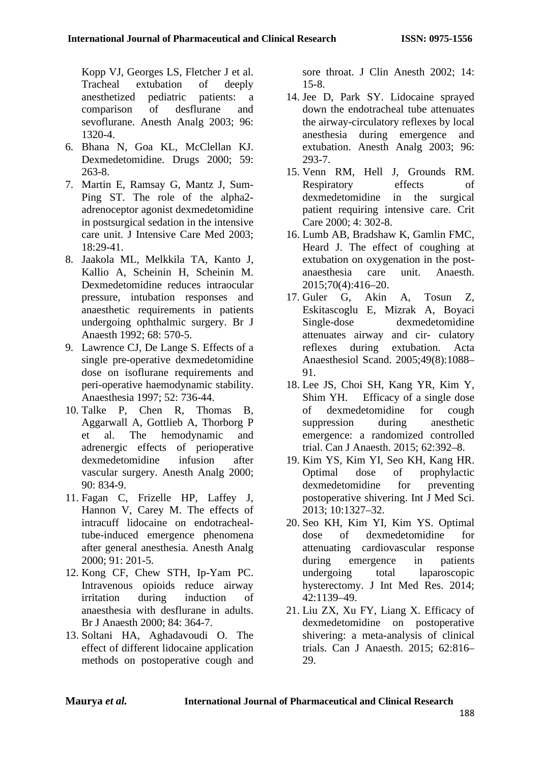Kopp VJ, Georges LS, Fletcher J et al. Tracheal extubation of deeply anesthetized pediatric patients: a comparison of desflurane and sevoflurane. Anesth Analg 2003; 96: 1320-4.

6. Bhana N, Goa KL, McClellan KJ. Dexmedetomidine. Drugs 2000; 59: 263-8.
7. Martin E, Ramsay G, Mantz J, Sum-Ping ST. The role of the alpha2-adrenoceptor agonist dexmedetomidine in postsurgical sedation in the intensive care unit. J Intensive Care Med 2003; 18:29-41.
8. Jaakola ML, Melkkila TA, Kanto J, Kallio A, Scheinin H, Scheinin M. Dexmedetomidine reduces intraocular pressure, intubation responses and anaesthetic requirements in patients undergoing ophthalmic surgery. Br J Anaesth 1992; 68: 570-5.
9. Lawrence CJ, De Lange S. Effects of a single pre-operative dexmedetomidine dose on isoflurane requirements and peri-operative haemodynamic stability. Anaesthesia 1997; 52: 736-44.
10. Talke P, Chen R, Thomas B, Aggarwall A, Gottlieb A, Thorborg P et al. The hemodynamic and adrenergic effects of perioperative dexmedetomidine infusion after vascular surgery. Anesth Analg 2000; 90: 834-9.
11. Fagan C, Frizelle HP, Laffey J, Hannon V, Carey M. The effects of intracuff lidocaine on endotracheal-tube-induced emergence phenomena after general anesthesia. Anesth Analg 2000; 91: 201-5.
12. Kong CF, Chew STH, Ip-Yam PC. Intravenous opioids reduce airway irritation during induction of anaesthesia with desflurane in adults. Br J Anaesth 2000; 84: 364-7.
13. Soltani HA, Aghadavoudi O. The effect of different lidocaine application methods on postoperative cough and sore throat. J Clin Anesth 2002; 14: 15-8.
14. Jee D, Park SY. Lidocaine sprayed down the endotracheal tube attenuates the airway-circulatory reflexes by local anesthesia during emergence and extubation. Anesth Analg 2003; 96: 293-7.
15. Venn RM, Hell J, Grounds RM. Respiratory effects of dexmedetomidine in the surgical patient requiring intensive care. Crit Care 2000; 4: 302-8.
16. Lumb AB, Bradshaw K, Gamlin FMC, Heard J. The effect of coughing at extubation on oxygenation in the post-anaesthesia care unit. Anaesth. 2015;70(4):416–20.
17. Guler G, Akin A, Tosun Z, Eskitascoglu E, Mizrak A, Boyaci Single-dose dexmedetomidine attenuates airway and cir- culatory reflexes during extubation. Acta Anaesthesiol Scand. 2005;49(8):1088–91.
18. Lee JS, Choi SH, Kang YR, Kim Y, Shim YH. Efficacy of a single dose of dexmedetomidine for cough suppression during anesthetic emergence: a randomized controlled trial. Can J Anaesth. 2015; 62:392–8.
19. Kim YS, Kim YI, Seo KH, Kang HR. Optimal dose of prophylactic dexmedetomidine for preventing postoperative shivering. Int J Med Sci. 2013; 10:1327–32.
20. Seo KH, Kim YI, Kim YS. Optimal dose of dexmedetomidine for attenuating cardiovascular response during emergence in patients undergoing total laparoscopic hysterectomy. J Int Med Res. 2014; 42:1139–49.
21. Liu ZX, Xu FY, Liang X. Efficacy of dexmedetomidine on postoperative shivering: a meta-analysis of clinical trials. Can J Anaesth. 2015; 62:816–29.